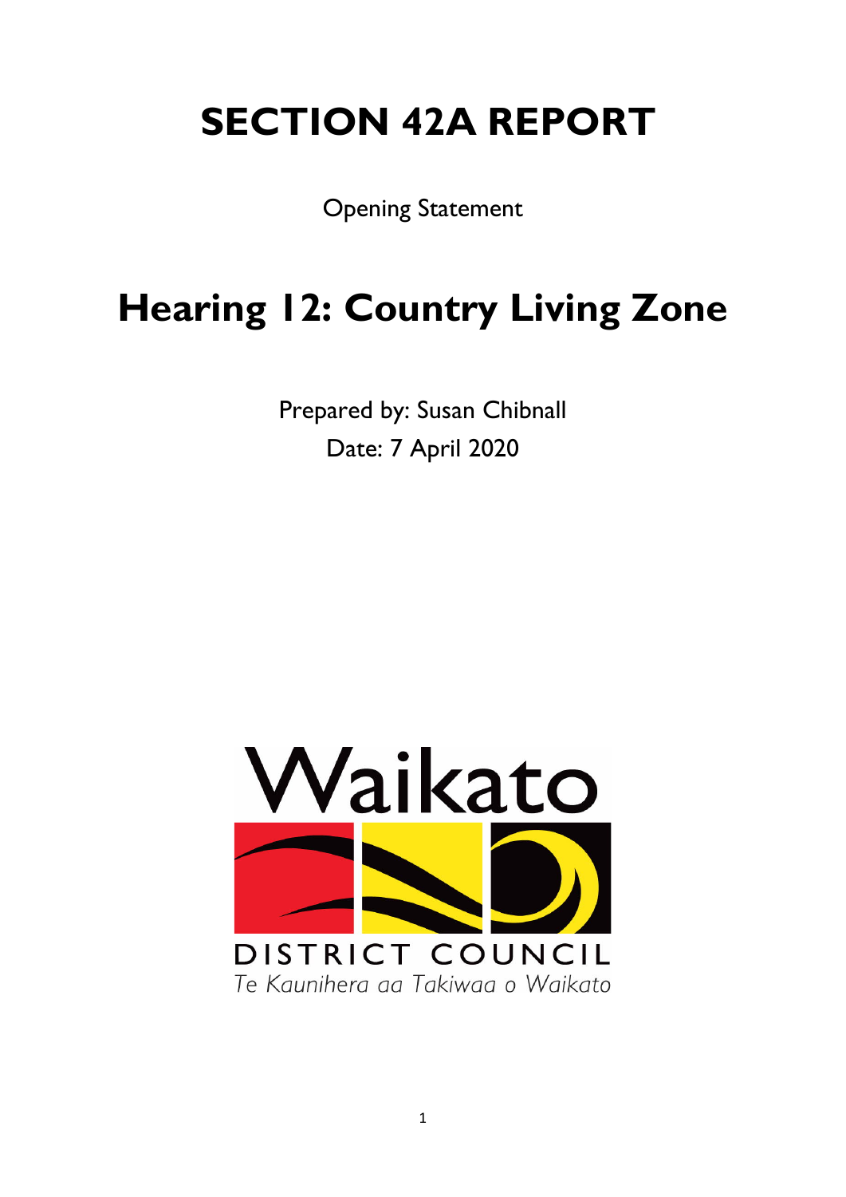# SECTION 42A REPORT

Opening Statement

# Hearing 12: Country Living Zone

Prepared by: Susan Chibnall

Date: 7 April 2020

Waikato

DISTRICT COUNCIL

Te Kaunihera aa Takiwaa o Waikato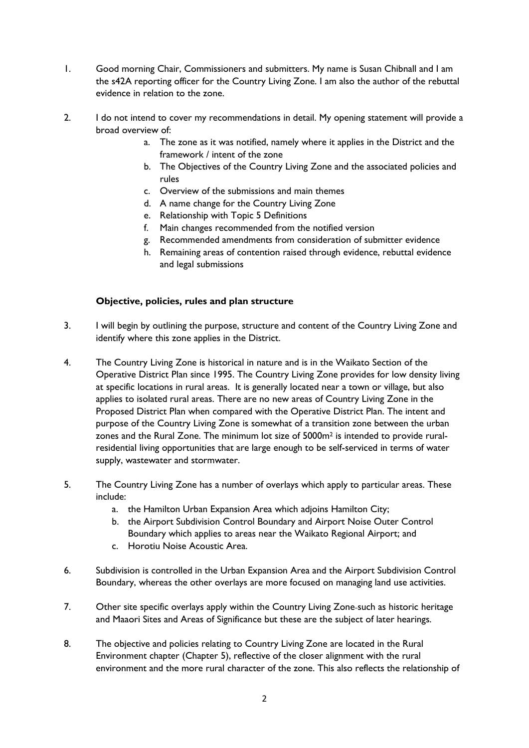1. Good morning Chair, Commissioners and submitters. My name is Susan Chibnall and I am the s42A reporting officer for the Country Living Zone. I am also the author of the rebuttal evidence in relation to the zone.

2. I do not intend to cover my recommendations in detail. My opening statement will provide a broad overview of:
   a. The zone as it was notified, namely where it applies in the District and the framework / intent of the zone
   b. The Objectives of the Country Living Zone and the associated policies and rules
   c. Overview of the submissions and main themes
   d. A name change for the Country Living Zone
   e. Relationship with Topic 5 Definitions
   f. Main changes recommended from the notified version
   g. Recommended amendments from consideration of submitter evidence
   h. Remaining areas of contention raised through evidence, rebuttal evidence and legal submissions

**Objective, policies, rules and plan structure**

3. I will begin by outlining the purpose, structure and content of the Country Living Zone and identify where this zone applies in the District.

4. The Country Living Zone is historical in nature and is in the Waikato Section of the Operative District Plan since 1995. The Country Living Zone provides for low density living at specific locations in rural areas. It is generally located near a town or village, but also applies to isolated rural areas. There are no new areas of Country Living Zone in the Proposed District Plan when compared with the Operative District Plan. The intent and purpose of the Country Living Zone is somewhat of a transition zone between the urban zones and the Rural Zone. The minimum lot size of 5000m$^2$ is intended to provide rural-residential living opportunities that are large enough to be self-serviced in terms of water supply, wastewater and stormwater.

5. The Country Living Zone has a number of overlays which apply to particular areas. These include:
   a. the Hamilton Urban Expansion Area which adjoins Hamilton City;
   b. the Airport Subdivision Control Boundary and Airport Noise Outer Control Boundary which applies to areas near the Waikato Regional Airport; and
   c. Horotiu Noise Acoustic Area.

6. Subdivision is controlled in the Urban Expansion Area and the Airport Subdivision Control Boundary, whereas the other overlays are more focused on managing land use activities.

7. Other site specific overlays apply within the Country Living Zone such as historic heritage and Maaori Sites and Areas of Significance but these are the subject of later hearings.

8. The objective and policies relating to Country Living Zone are located in the Rural Environment chapter (Chapter 5), reflective of the closer alignment with the rural environment and the more rural character of the zone. This also reflects the relationship of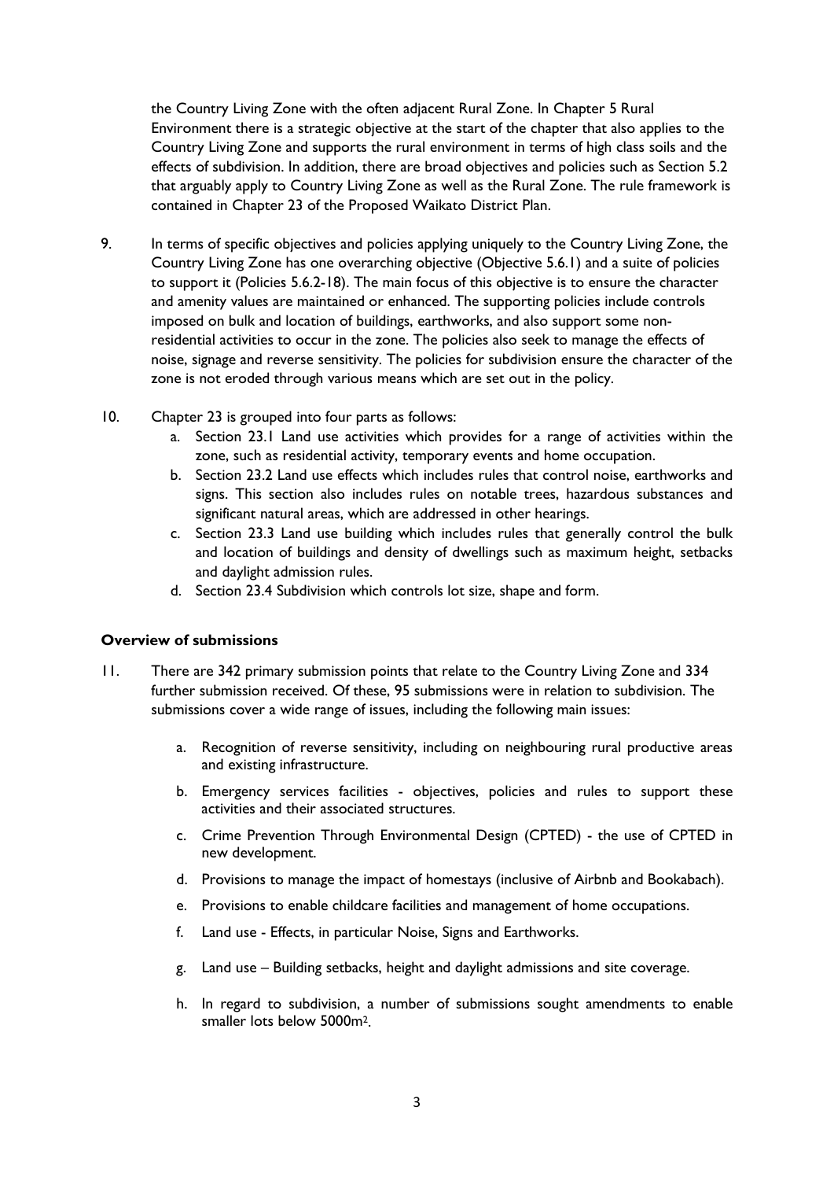the Country Living Zone with the often adjacent Rural Zone. In Chapter 5 Rural Environment there is a strategic objective at the start of the chapter that also applies to the Country Living Zone and supports the rural environment in terms of high class soils and the effects of subdivision. In addition, there are broad objectives and policies such as Section 5.2 that arguably apply to Country Living Zone as well as the Rural Zone. The rule framework is contained in Chapter 23 of the Proposed Waikato District Plan.

9. In terms of specific objectives and policies applying uniquely to the Country Living Zone, the Country Living Zone has one overarching objective (Objective 5.6.1) and a suite of policies to support it (Policies 5.6.2-18). The main focus of this objective is to ensure the character and amenity values are maintained or enhanced. The supporting policies include controls imposed on bulk and location of buildings, earthworks, and also support some non-residential activities to occur in the zone. The policies also seek to manage the effects of noise, signage and reverse sensitivity. The policies for subdivision ensure the character of the zone is not eroded through various means which are set out in the policy.

10. Chapter 23 is grouped into four parts as follows:
    a. Section 23.1 Land use activities which provides for a range of activities within the zone, such as residential activity, temporary events and home occupation.
    b. Section 23.2 Land use effects which includes rules that control noise, earthworks and signs. This section also includes rules on notable trees, hazardous substances and significant natural areas, which are addressed in other hearings.
    c. Section 23.3 Land use building which includes rules that generally control the bulk and location of buildings and density of dwellings such as maximum height, setbacks and daylight admission rules.
    d. Section 23.4 Subdivision which controls lot size, shape and form.

**Overview of submissions**

11. There are 342 primary submission points that relate to the Country Living Zone and 334 further submission received. Of these, 95 submissions were in relation to subdivision. The submissions cover a wide range of issues, including the following main issues:

    a. Recognition of reverse sensitivity, including on neighbouring rural productive areas and existing infrastructure.

    b. Emergency services facilities - objectives, policies and rules to support these activities and their associated structures.

    c. Crime Prevention Through Environmental Design (CPTED) - the use of CPTED in new development.

    d. Provisions to manage the impact of homestays (inclusive of Airbnb and Bookabach).

    e. Provisions to enable childcare facilities and management of home occupations.

    f. Land use - Effects, in particular Noise, Signs and Earthworks.

    g. Land use – Building setbacks, height and daylight admissions and site coverage.

    h. In regard to subdivision, a number of submissions sought amendments to enable smaller lots below 5000m$^2$.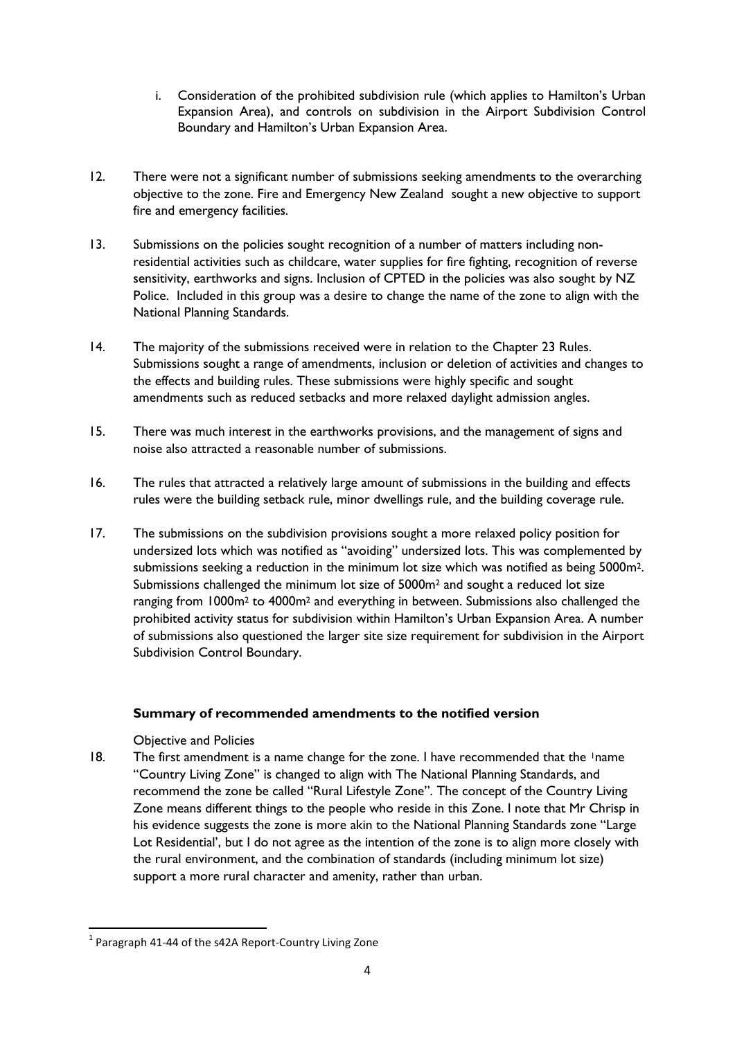i. Consideration of the prohibited subdivision rule (which applies to Hamilton's Urban Expansion Area), and controls on subdivision in the Airport Subdivision Control Boundary and Hamilton's Urban Expansion Area.

12. There were not a significant number of submissions seeking amendments to the overarching objective to the zone. Fire and Emergency New Zealand sought a new objective to support fire and emergency facilities.

13. Submissions on the policies sought recognition of a number of matters including non-residential activities such as childcare, water supplies for fire fighting, recognition of reverse sensitivity, earthworks and signs. Inclusion of CPTED in the policies was also sought by NZ Police. Included in this group was a desire to change the name of the zone to align with the National Planning Standards.

14. The majority of the submissions received were in relation to the Chapter 23 Rules. Submissions sought a range of amendments, inclusion or deletion of activities and changes to the effects and building rules. These submissions were highly specific and sought amendments such as reduced setbacks and more relaxed daylight admission angles.

15. There was much interest in the earthworks provisions, and the management of signs and noise also attracted a reasonable number of submissions.

16. The rules that attracted a relatively large amount of submissions in the building and effects rules were the building setback rule, minor dwellings rule, and the building coverage rule.

17. The submissions on the subdivision provisions sought a more relaxed policy position for undersized lots which was notified as "avoiding" undersized lots. This was complemented by submissions seeking a reduction in the minimum lot size which was notified as being 5000m$^2$. Submissions challenged the minimum lot size of 5000m$^2$ and sought a reduced lot size ranging from 1000m$^2$ to 4000m$^2$ and everything in between. Submissions also challenged the prohibited activity status for subdivision within Hamilton's Urban Expansion Area. A number of submissions also questioned the larger site size requirement for subdivision in the Airport Subdivision Control Boundary.

### Summary of recommended amendments to the notified version

Objective and Policies

18. The first amendment is a name change for the zone. I have recommended that the [1]name "Country Living Zone" is changed to align with The National Planning Standards, and recommend the zone be called "Rural Lifestyle Zone". The concept of the Country Living Zone means different things to the people who reside in this Zone. I note that Mr Chrisp in his evidence suggests the zone is more akin to the National Planning Standards zone "Large Lot Residential', but I do not agree as the intention of the zone is to align more closely with the rural environment, and the combination of standards (including minimum lot size) support a more rural character and amenity, rather than urban.

[1] Paragraph 41-44 of the s42A Report-Country Living Zone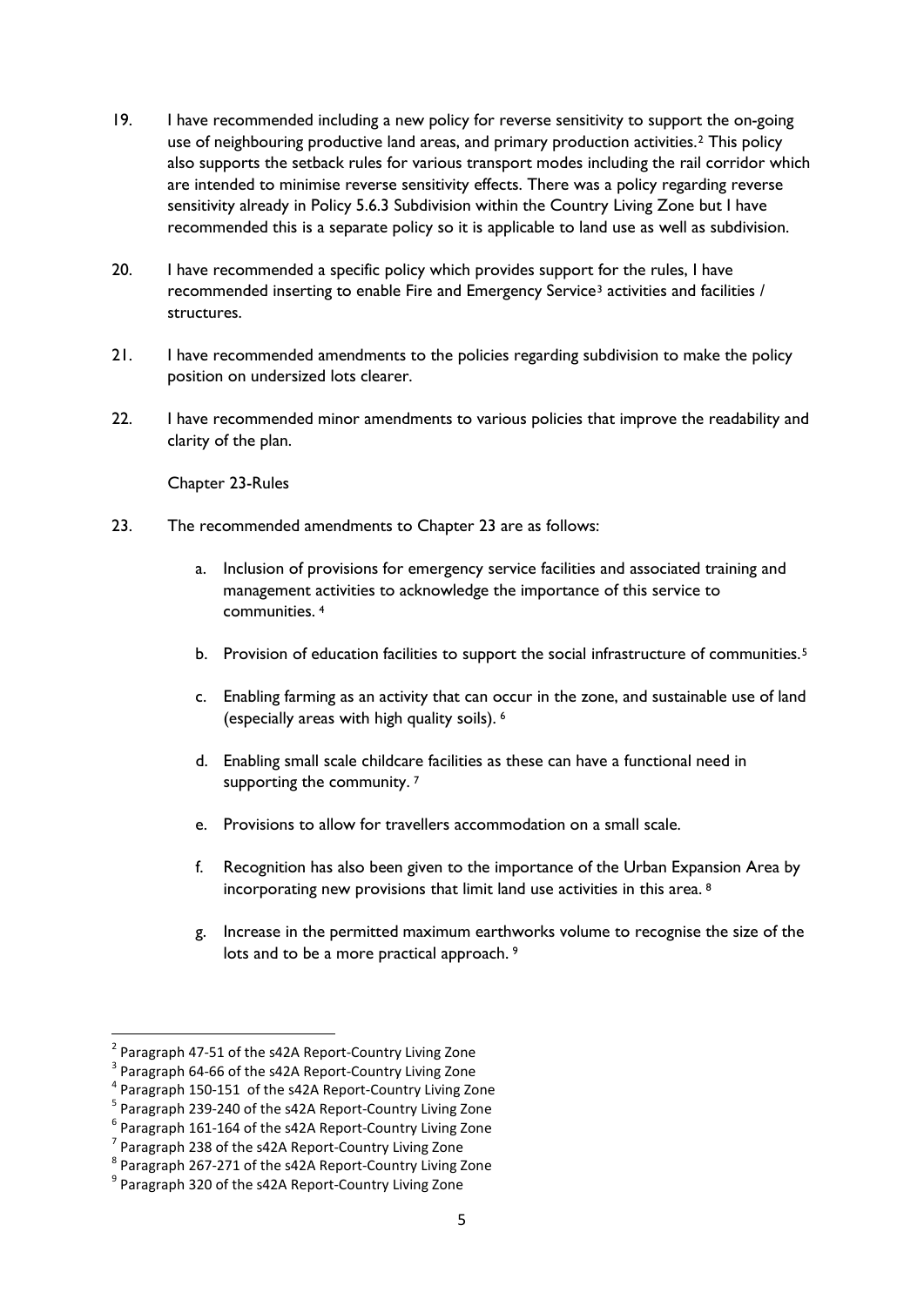19. I have recommended including a new policy for reverse sensitivity to support the on-going use of neighbouring productive land areas, and primary production activities.[2] This policy also supports the setback rules for various transport modes including the rail corridor which are intended to minimise reverse sensitivity effects. There was a policy regarding reverse sensitivity already in Policy 5.6.3 Subdivision within the Country Living Zone but I have recommended this is a separate policy so it is applicable to land use as well as subdivision.

20. I have recommended a specific policy which provides support for the rules, I have recommended inserting to enable Fire and Emergency Service[3] activities and facilities / structures.

21. I have recommended amendments to the policies regarding subdivision to make the policy position on undersized lots clearer.

22. I have recommended minor amendments to various policies that improve the readability and clarity of the plan.

Chapter 23-Rules

23. The recommended amendments to Chapter 23 are as follows:

    a. Inclusion of provisions for emergency service facilities and associated training and management activities to acknowledge the importance of this service to communities. [4]

    b. Provision of education facilities to support the social infrastructure of communities.[5]

    c. Enabling farming as an activity that can occur in the zone, and sustainable use of land (especially areas with high quality soils). [6]

    d. Enabling small scale childcare facilities as these can have a functional need in supporting the community. [7]

    e. Provisions to allow for travellers accommodation on a small scale.

    f. Recognition has also been given to the importance of the Urban Expansion Area by incorporating new provisions that limit land use activities in this area. [8]

    g. Increase in the permitted maximum earthworks volume to recognise the size of the lots and to be a more practical approach. [9]

---

[2] Paragraph 47-51 of the s42A Report-Country Living Zone

[3] Paragraph 64-66 of the s42A Report-Country Living Zone

[4] Paragraph 150-151 of the s42A Report-Country Living Zone

[5] Paragraph 239-240 of the s42A Report-Country Living Zone

[6] Paragraph 161-164 of the s42A Report-Country Living Zone

[7] Paragraph 238 of the s42A Report-Country Living Zone

[8] Paragraph 267-271 of the s42A Report-Country Living Zone

[9] Paragraph 320 of the s42A Report-Country Living Zone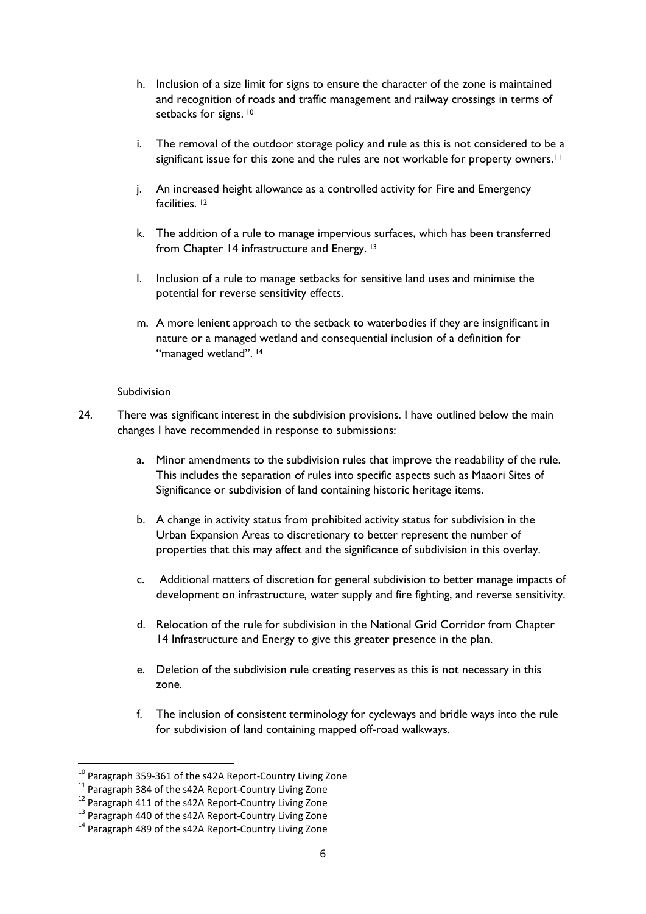h. Inclusion of a size limit for signs to ensure the character of the zone is maintained and recognition of roads and traffic management and railway crossings in terms of setbacks for signs. [10]

i. The removal of the outdoor storage policy and rule as this is not considered to be a significant issue for this zone and the rules are not workable for property owners.[11]

j. An increased height allowance as a controlled activity for Fire and Emergency facilities. [12]

k. The addition of a rule to manage impervious surfaces, which has been transferred from Chapter 14 infrastructure and Energy. [13]

l. Inclusion of a rule to manage setbacks for sensitive land uses and minimise the potential for reverse sensitivity effects.

m. A more lenient approach to the setback to waterbodies if they are insignificant in nature or a managed wetland and consequential inclusion of a definition for "managed wetland". [14]

Subdivision

24. There was significant interest in the subdivision provisions. I have outlined below the main changes I have recommended in response to submissions:

a. Minor amendments to the subdivision rules that improve the readability of the rule. This includes the separation of rules into specific aspects such as Maaori Sites of Significance or subdivision of land containing historic heritage items.

b. A change in activity status from prohibited activity status for subdivision in the Urban Expansion Areas to discretionary to better represent the number of properties that this may affect and the significance of subdivision in this overlay.

c. Additional matters of discretion for general subdivision to better manage impacts of development on infrastructure, water supply and fire fighting, and reverse sensitivity.

d. Relocation of the rule for subdivision in the National Grid Corridor from Chapter 14 Infrastructure and Energy to give this greater presence in the plan.

e. Deletion of the subdivision rule creating reserves as this is not necessary in this zone.

f. The inclusion of consistent terminology for cycleways and bridle ways into the rule for subdivision of land containing mapped off-road walkways.

---

[10] Paragraph 359-361 of the s42A Report-Country Living Zone

[11] Paragraph 384 of the s42A Report-Country Living Zone

[12] Paragraph 411 of the s42A Report-Country Living Zone

[13] Paragraph 440 of the s42A Report-Country Living Zone

[14] Paragraph 489 of the s42A Report-Country Living Zone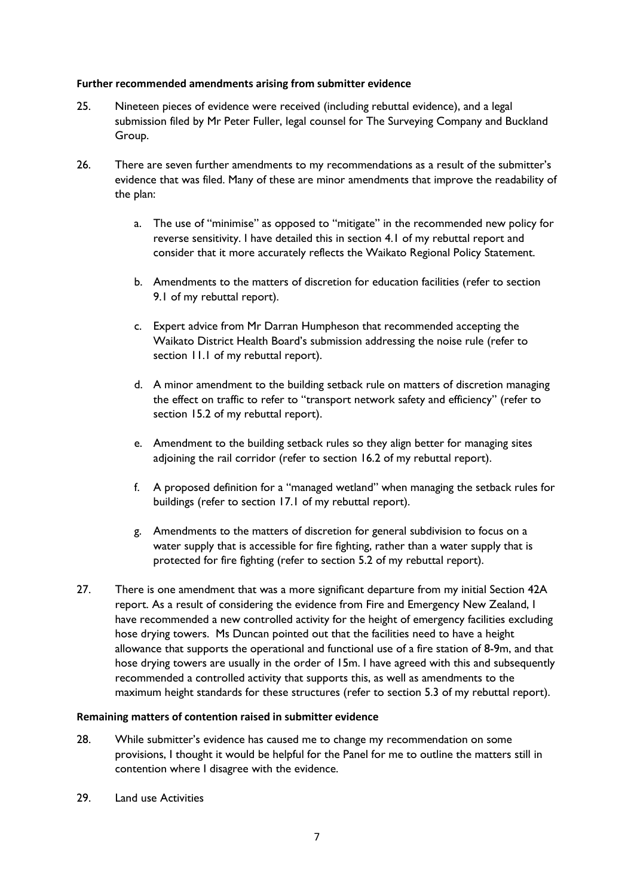**Further recommended amendments arising from submitter evidence**

25. Nineteen pieces of evidence were received (including rebuttal evidence), and a legal submission filed by Mr Peter Fuller, legal counsel for The Surveying Company and Buckland Group.

26. There are seven further amendments to my recommendations as a result of the submitter's evidence that was filed. Many of these are minor amendments that improve the readability of the plan:

    a. The use of "minimise" as opposed to "mitigate" in the recommended new policy for reverse sensitivity. I have detailed this in section 4.1 of my rebuttal report and consider that it more accurately reflects the Waikato Regional Policy Statement.

    b. Amendments to the matters of discretion for education facilities (refer to section 9.1 of my rebuttal report).

    c. Expert advice from Mr Darran Humpheson that recommended accepting the Waikato District Health Board's submission addressing the noise rule (refer to section 11.1 of my rebuttal report).

    d. A minor amendment to the building setback rule on matters of discretion managing the effect on traffic to refer to "transport network safety and efficiency" (refer to section 15.2 of my rebuttal report).

    e. Amendment to the building setback rules so they align better for managing sites adjoining the rail corridor (refer to section 16.2 of my rebuttal report).

    f. A proposed definition for a "managed wetland" when managing the setback rules for buildings (refer to section 17.1 of my rebuttal report).

    g. Amendments to the matters of discretion for general subdivision to focus on a water supply that is accessible for fire fighting, rather than a water supply that is protected for fire fighting (refer to section 5.2 of my rebuttal report).

27. There is one amendment that was a more significant departure from my initial Section 42A report. As a result of considering the evidence from Fire and Emergency New Zealand, I have recommended a new controlled activity for the height of emergency facilities excluding hose drying towers. Ms Duncan pointed out that the facilities need to have a height allowance that supports the operational and functional use of a fire station of 8-9m, and that hose drying towers are usually in the order of 15m. I have agreed with this and subsequently recommended a controlled activity that supports this, as well as amendments to the maximum height standards for these structures (refer to section 5.3 of my rebuttal report).

**Remaining matters of contention raised in submitter evidence**

28. While submitter's evidence has caused me to change my recommendation on some provisions, I thought it would be helpful for the Panel for me to outline the matters still in contention where I disagree with the evidence.

29. Land use Activities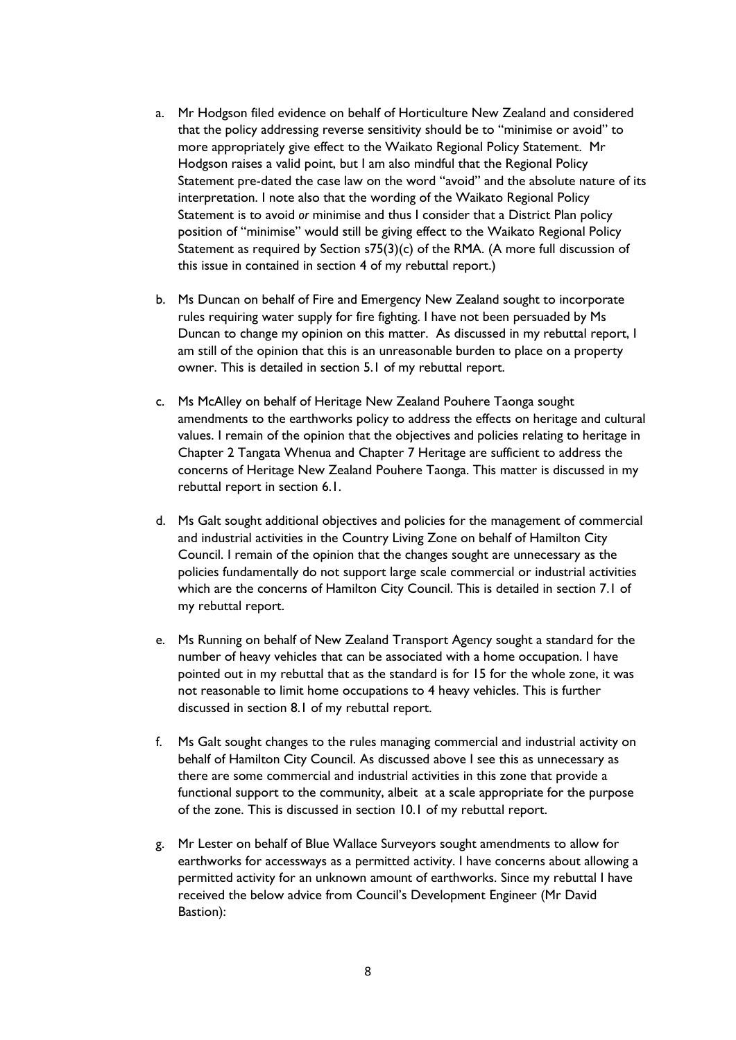a. Mr Hodgson filed evidence on behalf of Horticulture New Zealand and considered that the policy addressing reverse sensitivity should be to "minimise or avoid" to more appropriately give effect to the Waikato Regional Policy Statement. Mr Hodgson raises a valid point, but I am also mindful that the Regional Policy Statement pre-dated the case law on the word "avoid" and the absolute nature of its interpretation. I note also that the wording of the Waikato Regional Policy Statement is to avoid *or* minimise and thus I consider that a District Plan policy position of "minimise" would still be giving effect to the Waikato Regional Policy Statement as required by Section s75(3)(c) of the RMA. (A more full discussion of this issue in contained in section 4 of my rebuttal report.)

b. Ms Duncan on behalf of Fire and Emergency New Zealand sought to incorporate rules requiring water supply for fire fighting. I have not been persuaded by Ms Duncan to change my opinion on this matter. As discussed in my rebuttal report, I am still of the opinion that this is an unreasonable burden to place on a property owner. This is detailed in section 5.1 of my rebuttal report.

c. Ms McAlley on behalf of Heritage New Zealand Pouhere Taonga sought amendments to the earthworks policy to address the effects on heritage and cultural values. I remain of the opinion that the objectives and policies relating to heritage in Chapter 2 Tangata Whenua and Chapter 7 Heritage are sufficient to address the concerns of Heritage New Zealand Pouhere Taonga. This matter is discussed in my rebuttal report in section 6.1.

d. Ms Galt sought additional objectives and policies for the management of commercial and industrial activities in the Country Living Zone on behalf of Hamilton City Council. I remain of the opinion that the changes sought are unnecessary as the policies fundamentally do not support large scale commercial or industrial activities which are the concerns of Hamilton City Council. This is detailed in section 7.1 of my rebuttal report.

e. Ms Running on behalf of New Zealand Transport Agency sought a standard for the number of heavy vehicles that can be associated with a home occupation. I have pointed out in my rebuttal that as the standard is for 15 for the whole zone, it was not reasonable to limit home occupations to 4 heavy vehicles. This is further discussed in section 8.1 of my rebuttal report.

f. Ms Galt sought changes to the rules managing commercial and industrial activity on behalf of Hamilton City Council. As discussed above I see this as unnecessary as there are some commercial and industrial activities in this zone that provide a functional support to the community, albeit at a scale appropriate for the purpose of the zone. This is discussed in section 10.1 of my rebuttal report.

g. Mr Lester on behalf of Blue Wallace Surveyors sought amendments to allow for earthworks for accessways as a permitted activity. I have concerns about allowing a permitted activity for an unknown amount of earthworks. Since my rebuttal I have received the below advice from Council's Development Engineer (Mr David Bastion):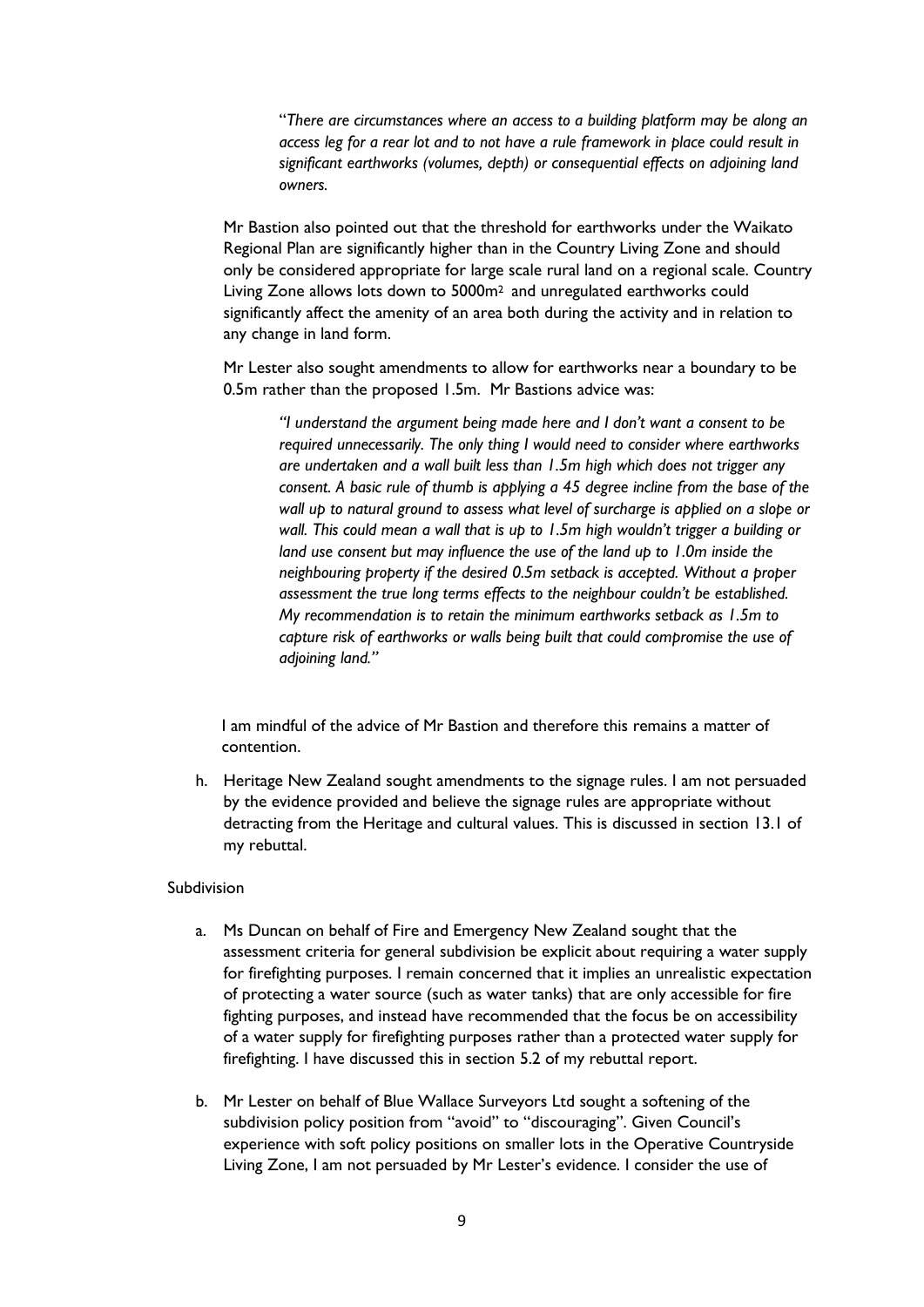> "*There are circumstances where an access to a building platform may be along an access leg for a rear lot and to not have a rule framework in place could result in significant earthworks (volumes, depth) or consequential effects on adjoining land owners.*

Mr Bastion also pointed out that the threshold for earthworks under the Waikato Regional Plan are significantly higher than in the Country Living Zone and should only be considered appropriate for large scale rural land on a regional scale. Country Living Zone allows lots down to 5000m$^2$ and unregulated earthworks could significantly affect the amenity of an area both during the activity and in relation to any change in land form.

Mr Lester also sought amendments to allow for earthworks near a boundary to be 0.5m rather than the proposed 1.5m. Mr Bastions advice was:

> *"I understand the argument being made here and I don't want a consent to be required unnecessarily. The only thing I would need to consider where earthworks are undertaken and a wall built less than 1.5m high which does not trigger any consent. A basic rule of thumb is applying a 45 degree incline from the base of the wall up to natural ground to assess what level of surcharge is applied on a slope or wall. This could mean a wall that is up to 1.5m high wouldn't trigger a building or land use consent but may influence the use of the land up to 1.0m inside the neighbouring property if the desired 0.5m setback is accepted. Without a proper assessment the true long terms effects to the neighbour couldn't be established. My recommendation is to retain the minimum earthworks setback as 1.5m to capture risk of earthworks or walls being built that could compromise the use of adjoining land."*

I am mindful of the advice of Mr Bastion and therefore this remains a matter of contention.

h. Heritage New Zealand sought amendments to the signage rules. I am not persuaded by the evidence provided and believe the signage rules are appropriate without detracting from the Heritage and cultural values. This is discussed in section 13.1 of my rebuttal.

Subdivision

a. Ms Duncan on behalf of Fire and Emergency New Zealand sought that the assessment criteria for general subdivision be explicit about requiring a water supply for firefighting purposes. I remain concerned that it implies an unrealistic expectation of protecting a water source (such as water tanks) that are only accessible for fire fighting purposes, and instead have recommended that the focus be on accessibility of a water supply for firefighting purposes rather than a protected water supply for firefighting. I have discussed this in section 5.2 of my rebuttal report.

b. Mr Lester on behalf of Blue Wallace Surveyors Ltd sought a softening of the subdivision policy position from "avoid" to "discouraging". Given Council's experience with soft policy positions on smaller lots in the Operative Countryside Living Zone, I am not persuaded by Mr Lester's evidence. I consider the use of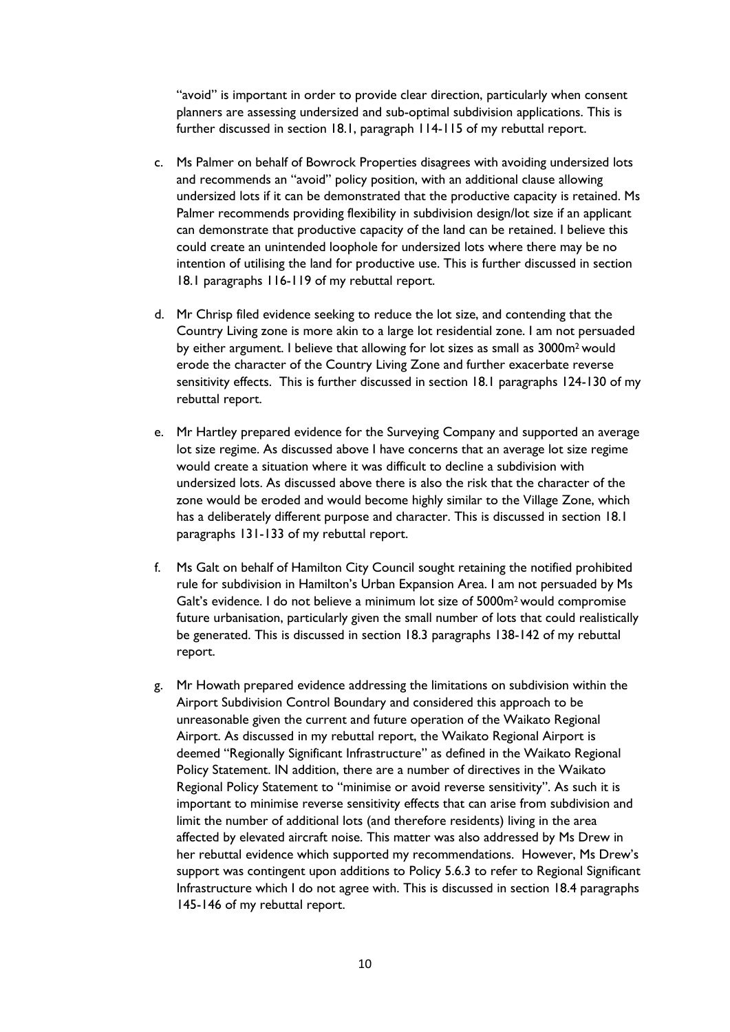"avoid" is important in order to provide clear direction, particularly when consent planners are assessing undersized and sub-optimal subdivision applications. This is further discussed in section 18.1, paragraph 114-115 of my rebuttal report.

c. Ms Palmer on behalf of Bowrock Properties disagrees with avoiding undersized lots and recommends an "avoid" policy position, with an additional clause allowing undersized lots if it can be demonstrated that the productive capacity is retained. Ms Palmer recommends providing flexibility in subdivision design/lot size if an applicant can demonstrate that productive capacity of the land can be retained. I believe this could create an unintended loophole for undersized lots where there may be no intention of utilising the land for productive use. This is further discussed in section 18.1 paragraphs 116-119 of my rebuttal report.

d. Mr Chrisp filed evidence seeking to reduce the lot size, and contending that the Country Living zone is more akin to a large lot residential zone. I am not persuaded by either argument. I believe that allowing for lot sizes as small as 3000m$^2$ would erode the character of the Country Living Zone and further exacerbate reverse sensitivity effects. This is further discussed in section 18.1 paragraphs 124-130 of my rebuttal report.

e. Mr Hartley prepared evidence for the Surveying Company and supported an average lot size regime. As discussed above I have concerns that an average lot size regime would create a situation where it was difficult to decline a subdivision with undersized lots. As discussed above there is also the risk that the character of the zone would be eroded and would become highly similar to the Village Zone, which has a deliberately different purpose and character. This is discussed in section 18.1 paragraphs 131-133 of my rebuttal report.

f. Ms Galt on behalf of Hamilton City Council sought retaining the notified prohibited rule for subdivision in Hamilton's Urban Expansion Area. I am not persuaded by Ms Galt's evidence. I do not believe a minimum lot size of 5000m$^2$ would compromise future urbanisation, particularly given the small number of lots that could realistically be generated. This is discussed in section 18.3 paragraphs 138-142 of my rebuttal report.

g. Mr Howath prepared evidence addressing the limitations on subdivision within the Airport Subdivision Control Boundary and considered this approach to be unreasonable given the current and future operation of the Waikato Regional Airport. As discussed in my rebuttal report, the Waikato Regional Airport is deemed "Regionally Significant Infrastructure" as defined in the Waikato Regional Policy Statement. IN addition, there are a number of directives in the Waikato Regional Policy Statement to "minimise or avoid reverse sensitivity". As such it is important to minimise reverse sensitivity effects that can arise from subdivision and limit the number of additional lots (and therefore residents) living in the area affected by elevated aircraft noise. This matter was also addressed by Ms Drew in her rebuttal evidence which supported my recommendations. However, Ms Drew's support was contingent upon additions to Policy 5.6.3 to refer to Regional Significant Infrastructure which I do not agree with. This is discussed in section 18.4 paragraphs 145-146 of my rebuttal report.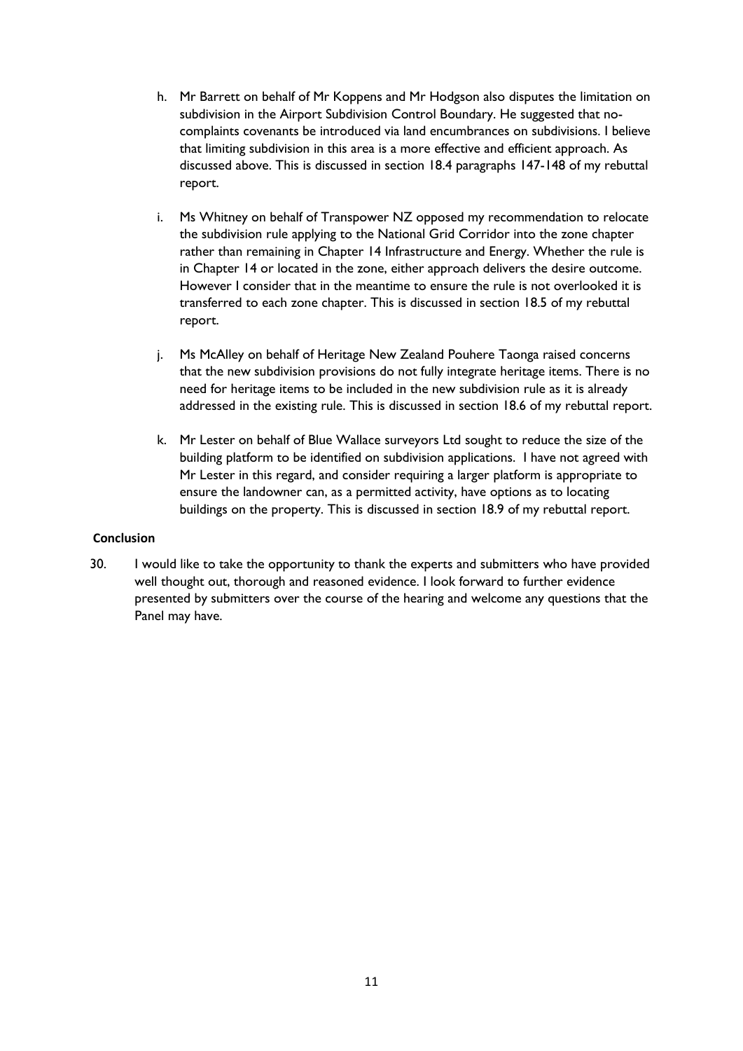h. Mr Barrett on behalf of Mr Koppens and Mr Hodgson also disputes the limitation on subdivision in the Airport Subdivision Control Boundary. He suggested that no-complaints covenants be introduced via land encumbrances on subdivisions. I believe that limiting subdivision in this area is a more effective and efficient approach. As discussed above. This is discussed in section 18.4 paragraphs 147-148 of my rebuttal report.

i. Ms Whitney on behalf of Transpower NZ opposed my recommendation to relocate the subdivision rule applying to the National Grid Corridor into the zone chapter rather than remaining in Chapter 14 Infrastructure and Energy. Whether the rule is in Chapter 14 or located in the zone, either approach delivers the desire outcome. However I consider that in the meantime to ensure the rule is not overlooked it is transferred to each zone chapter. This is discussed in section 18.5 of my rebuttal report.

j. Ms McAlley on behalf of Heritage New Zealand Pouhere Taonga raised concerns that the new subdivision provisions do not fully integrate heritage items. There is no need for heritage items to be included in the new subdivision rule as it is already addressed in the existing rule. This is discussed in section 18.6 of my rebuttal report.

k. Mr Lester on behalf of Blue Wallace surveyors Ltd sought to reduce the size of the building platform to be identified on subdivision applications. I have not agreed with Mr Lester in this regard, and consider requiring a larger platform is appropriate to ensure the landowner can, as a permitted activity, have options as to locating buildings on the property. This is discussed in section 18.9 of my rebuttal report.

**Conclusion**

30. I would like to take the opportunity to thank the experts and submitters who have provided well thought out, thorough and reasoned evidence. I look forward to further evidence presented by submitters over the course of the hearing and welcome any questions that the Panel may have.